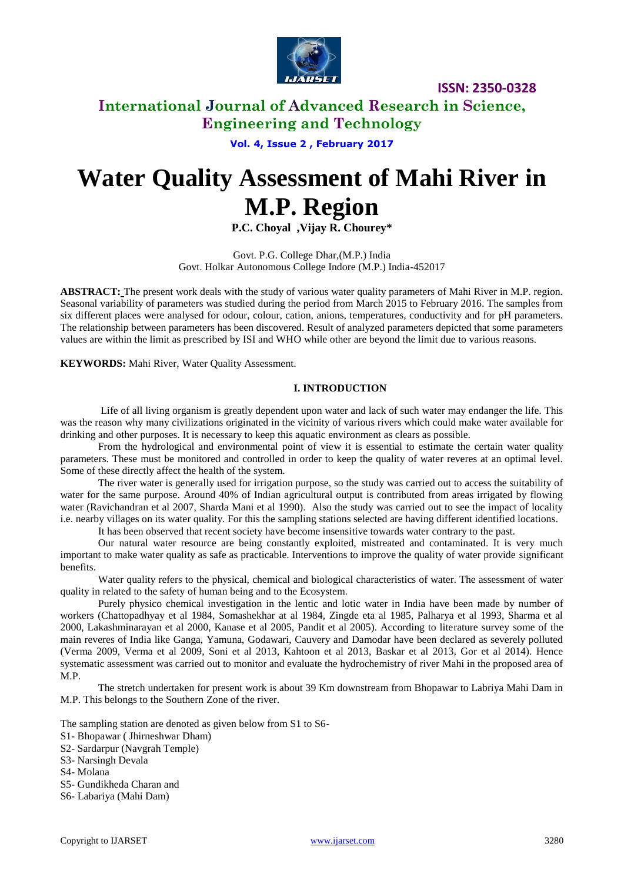# Water Quality Assessment of Mahi River in M.P. Region

**P.C. Choyal ,Vijay R. Chourey***

Govt. P.G. College Dhar,(M.P.) India
Govt. Holkar Autonomous College Indore (M.P.) India-452017

**ABSTRACT:** The present work deals with the study of various water quality parameters of Mahi River in M.P. region. Seasonal variability of parameters was studied during the period from March 2015 to February 2016. The samples from six different places were analysed for odour, colour, cation, anions, temperatures, conductivity and for pH parameters. The relationship between parameters has been discovered. Result of analyzed parameters depicted that some parameters values are within the limit as prescribed by ISI and WHO while other are beyond the limit due to various reasons.

**KEYWORDS:** Mahi River, Water Quality Assessment.

## I. INTRODUCTION

Life of all living organism is greatly dependent upon water and lack of such water may endanger the life. This was the reason why many civilizations originated in the vicinity of various rivers which could make water available for drinking and other purposes. It is necessary to keep this aquatic environment as clears as possible.

From the hydrological and environmental point of view it is essential to estimate the certain water quality parameters. These must be monitored and controlled in order to keep the quality of water reveres at an optimal level. Some of these directly affect the health of the system.

The river water is generally used for irrigation purpose, so the study was carried out to access the suitability of water for the same purpose. Around 40% of Indian agricultural output is contributed from areas irrigated by flowing water (Ravichandran et al 2007, Sharda Mani et al 1990). Also the study was carried out to see the impact of locality i.e. nearby villages on its water quality. For this the sampling stations selected are having different identified locations.

It has been observed that recent society have become insensitive towards water contrary to the past.

Our natural water resource are being constantly exploited, mistreated and contaminated. It is very much important to make water quality as safe as practicable. Interventions to improve the quality of water provide significant benefits.

Water quality refers to the physical, chemical and biological characteristics of water. The assessment of water quality in related to the safety of human being and to the Ecosystem.

Purely physico chemical investigation in the lentic and lotic water in India have been made by number of workers (Chattopadhyay et al 1984, Somashekhar at al 1984, Zingde eta al 1985, Palharya et al 1993, Sharma et al 2000, Lakashminarayan et al 2000, Kanase et al 2005, Pandit et al 2005). According to literature survey some of the main reveres of India like Ganga, Yamuna, Godawari, Cauvery and Damodar have been declared as severely polluted (Verma 2009, Verma et al 2009, Soni et al 2013, Kahtoon et al 2013, Baskar et al 2013, Gor et al 2014). Hence systematic assessment was carried out to monitor and evaluate the hydrochemistry of river Mahi in the proposed area of M.P.

The stretch undertaken for present work is about 39 Km downstream from Bhopawar to Labriya Mahi Dam in M.P. This belongs to the Southern Zone of the river.

The sampling station are denoted as given below from S1 to S6-

S1- Bhopawar ( Jhirneshwar Dham)
S2- Sardarpur (Navgrah Temple)
S3- Narsingh Devala
S4- Molana
S5- Gundikheda Charan and
S6- Labariya (Mahi Dam)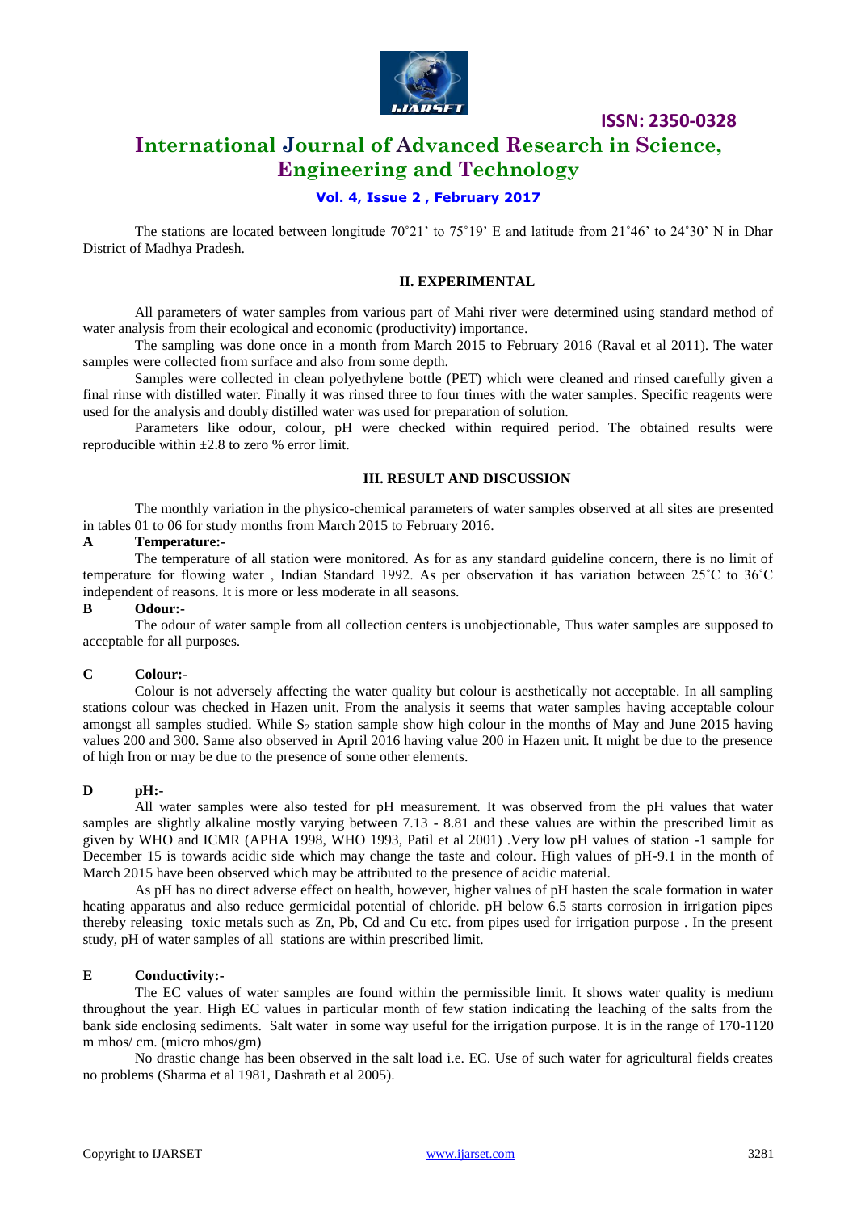The stations are located between longitude 70˚21' to 75˚19' E and latitude from 21˚46' to 24˚30' N in Dhar District of Madhya Pradesh.

## II. EXPERIMENTAL

All parameters of water samples from various part of Mahi river were determined using standard method of water analysis from their ecological and economic (productivity) importance.

The sampling was done once in a month from March 2015 to February 2016 (Raval et al 2011). The water samples were collected from surface and also from some depth.

Samples were collected in clean polyethylene bottle (PET) which were cleaned and rinsed carefully given a final rinse with distilled water. Finally it was rinsed three to four times with the water samples. Specific reagents were used for the analysis and doubly distilled water was used for preparation of solution.

Parameters like odour, colour, pH were checked within required period. The obtained results were reproducible within ±2.8 to zero % error limit.

## III. RESULT AND DISCUSSION

The monthly variation in the physico-chemical parameters of water samples observed at all sites are presented in tables 01 to 06 for study months from March 2015 to February 2016.

### A Temperature:-

The temperature of all station were monitored. As for as any standard guideline concern, there is no limit of temperature for flowing water , Indian Standard 1992. As per observation it has variation between 25˚C to 36˚C independent of reasons. It is more or less moderate in all seasons.

### B Odour:-

The odour of water sample from all collection centers is unobjectionable, Thus water samples are supposed to acceptable for all purposes.

### C Colour:-

Colour is not adversely affecting the water quality but colour is aesthetically not acceptable. In all sampling stations colour was checked in Hazen unit. From the analysis it seems that water samples having acceptable colour amongst all samples studied. While $S_2$ station sample show high colour in the months of May and June 2015 having values 200 and 300. Same also observed in April 2016 having value 200 in Hazen unit. It might be due to the presence of high Iron or may be due to the presence of some other elements.

### D pH:-

All water samples were also tested for pH measurement. It was observed from the pH values that water samples are slightly alkaline mostly varying between 7.13 - 8.81 and these values are within the prescribed limit as given by WHO and ICMR (APHA 1998, WHO 1993, Patil et al 2001) .Very low pH values of station -1 sample for December 15 is towards acidic side which may change the taste and colour. High values of pH-9.1 in the month of March 2015 have been observed which may be attributed to the presence of acidic material.

As pH has no direct adverse effect on health, however, higher values of pH hasten the scale formation in water heating apparatus and also reduce germicidal potential of chloride. pH below 6.5 starts corrosion in irrigation pipes thereby releasing toxic metals such as Zn, Pb, Cd and Cu etc. from pipes used for irrigation purpose . In the present study, pH of water samples of all stations are within prescribed limit.

### E Conductivity:-

The EC values of water samples are found within the permissible limit. It shows water quality is medium throughout the year. High EC values in particular month of few station indicating the leaching of the salts from the bank side enclosing sediments. Salt water in some way useful for the irrigation purpose. It is in the range of 170-1120 m mhos/ cm. (micro mhos/gm)

No drastic change has been observed in the salt load i.e. EC. Use of such water for agricultural fields creates no problems (Sharma et al 1981, Dashrath et al 2005).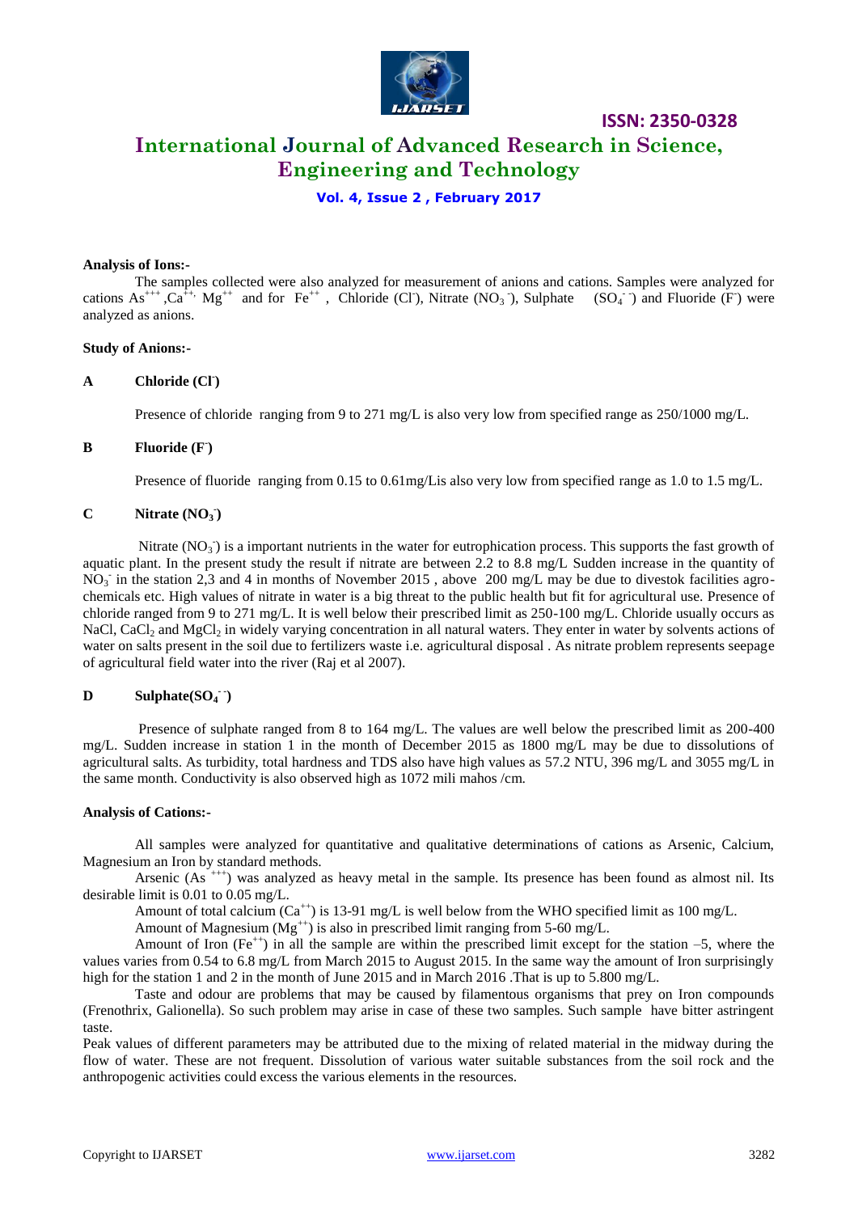**Analysis of Ions:-**

The samples collected were also analyzed for measurement of anions and cations. Samples were analyzed for cations $As^{+++}$, $Ca^{++}$, $Mg^{++}$ and for $Fe^{++}$, Chloride ($Cl^-$), Nitrate ($NO_3^-$), Sulphate ($SO_4^{--}$) and Fluoride ($F^-$) were analyzed as anions.

**Study of Anions:-**

**A Chloride ($Cl^-$)**

Presence of chloride ranging from 9 to 271 mg/L is also very low from specified range as 250/1000 mg/L.

**B Fluoride ($F^-$)**

Presence of fluoride ranging from 0.15 to 0.61mg/Lis also very low from specified range as 1.0 to 1.5 mg/L.

**C Nitrate ($NO_3^-$)**

Nitrate ($NO_3^-$) is a important nutrients in the water for eutrophication process. This supports the fast growth of aquatic plant. In the present study the result if nitrate are between 2.2 to 8.8 mg/L Sudden increase in the quantity of $NO_3^-$ in the station 2,3 and 4 in months of November 2015 , above 200 mg/L may be due to divestok facilities agro-chemicals etc. High values of nitrate in water is a big threat to the public health but fit for agricultural use. Presence of chloride ranged from 9 to 271 mg/L. It is well below their prescribed limit as 250-100 mg/L. Chloride usually occurs as NaCl, $CaCl_2$ and $MgCl_2$ in widely varying concentration in all natural waters. They enter in water by solvents actions of water on salts present in the soil due to fertilizers waste i.e. agricultural disposal . As nitrate problem represents seepage of agricultural field water into the river (Raj et al 2007).

**D Sulphate($SO_4^{--}$)**

Presence of sulphate ranged from 8 to 164 mg/L. The values are well below the prescribed limit as 200-400 mg/L. Sudden increase in station 1 in the month of December 2015 as 1800 mg/L may be due to dissolutions of agricultural salts. As turbidity, total hardness and TDS also have high values as 57.2 NTU, 396 mg/L and 3055 mg/L in the same month. Conductivity is also observed high as 1072 mili mahos /cm.

**Analysis of Cations:-**

All samples were analyzed for quantitative and qualitative determinations of cations as Arsenic, Calcium, Magnesium an Iron by standard methods.

Arsenic ($As^{+++}$) was analyzed as heavy metal in the sample. Its presence has been found as almost nil. Its desirable limit is 0.01 to 0.05 mg/L.

Amount of total calcium ($Ca^{++}$) is 13-91 mg/L is well below from the WHO specified limit as 100 mg/L.

Amount of Magnesium ($Mg^{++}$) is also in prescribed limit ranging from 5-60 mg/L.

Amount of Iron ($Fe^{++}$) in all the sample are within the prescribed limit except for the station –5, where the values varies from 0.54 to 6.8 mg/L from March 2015 to August 2015. In the same way the amount of Iron surprisingly high for the station 1 and 2 in the month of June 2015 and in March 2016 .That is up to 5.800 mg/L.

Taste and odour are problems that may be caused by filamentous organisms that prey on Iron compounds (Frenothrix, Galionella). So such problem may arise in case of these two samples. Such sample have bitter astringent taste.

Peak values of different parameters may be attributed due to the mixing of related material in the midway during the flow of water. These are not frequent. Dissolution of various water suitable substances from the soil rock and the anthropogenic activities could excess the various elements in the resources.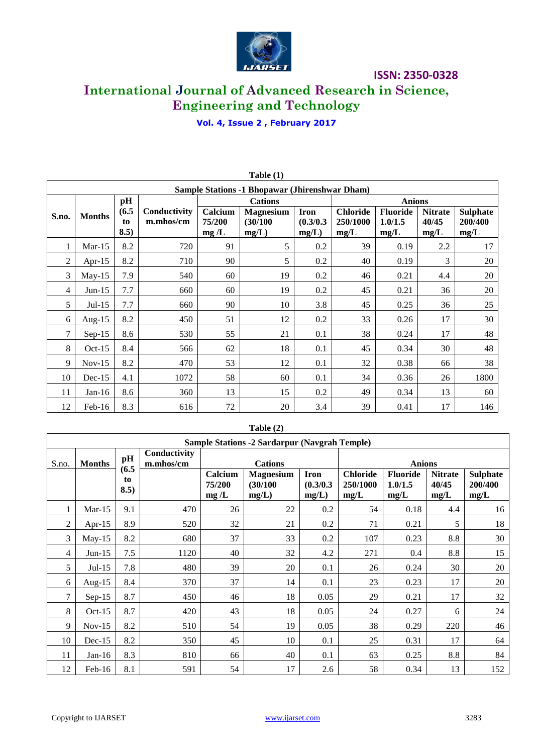Table (1)

| Sample Stations -1 Bhopawar (Jhirenshwar Dham) | | | | | | | | | | | |
|---|---|---|---|---|---|---|---|---|---|---|---|
| S.no. | Months | pH (6.5 to 8.5) | Conductivity m.mhos/cm | Cations | | | Anions | | | | |
| | | | | Calcium 75/200 mg /L | Magnesium (30/100 mg/L) | Iron (0.3/0.3 mg/L) | Chloride 250/1000 mg/L | Fluoride 1.0/1.5 mg/L | Nitrate 40/45 mg/L | Sulphate 200/400 mg/L |
| 1 | Mar-15 | 8.2 | 720 | 91 | 5 | 0.2 | 39 | 0.19 | 2.2 | 17 |
| 2 | Apr-15 | 8.2 | 710 | 90 | 5 | 0.2 | 40 | 0.19 | 3 | 20 |
| 3 | May-15 | 7.9 | 540 | 60 | 19 | 0.2 | 46 | 0.21 | 4.4 | 20 |
| 4 | Jun-15 | 7.7 | 660 | 60 | 19 | 0.2 | 45 | 0.21 | 36 | 20 |
| 5 | Jul-15 | 7.7 | 660 | 90 | 10 | 3.8 | 45 | 0.25 | 36 | 25 |
| 6 | Aug-15 | 8.2 | 450 | 51 | 12 | 0.2 | 33 | 0.26 | 17 | 30 |
| 7 | Sep-15 | 8.6 | 530 | 55 | 21 | 0.1 | 38 | 0.24 | 17 | 48 |
| 8 | Oct-15 | 8.4 | 566 | 62 | 18 | 0.1 | 45 | 0.34 | 30 | 48 |
| 9 | Nov-15 | 8.2 | 470 | 53 | 12 | 0.1 | 32 | 0.38 | 66 | 38 |
| 10 | Dec-15 | 4.1 | 1072 | 58 | 60 | 0.1 | 34 | 0.36 | 26 | 1800 |
| 11 | Jan-16 | 8.6 | 360 | 13 | 15 | 0.2 | 49 | 0.34 | 13 | 60 |
| 12 | Feb-16 | 8.3 | 616 | 72 | 20 | 3.4 | 39 | 0.41 | 17 | 146 |

Table (2)

| Sample Stations -2 Sardarpur (Navgrah Temple) | | | | | | | | | | |
|---|---|---|---|---|---|---|---|---|---|---|
| S.no. | Months | pH (6.5 to 8.5) | Conductivity m.mhos/cm | Cations | | | Anions | | | |
| | | | | Calcium 75/200 mg /L | Magnesium (30/100 mg/L) | Iron (0.3/0.3 mg/L) | Chloride 250/1000 mg/L | Fluoride 1.0/1.5 mg/L | Nitrate 40/45 mg/L | Sulphate 200/400 mg/L |
| 1 | Mar-15 | 9.1 | 470 | 26 | 22 | 0.2 | 54 | 0.18 | 4.4 | 16 |
| 2 | Apr-15 | 8.9 | 520 | 32 | 21 | 0.2 | 71 | 0.21 | 5 | 18 |
| 3 | May-15 | 8.2 | 680 | 37 | 33 | 0.2 | 107 | 0.23 | 8.8 | 30 |
| 4 | Jun-15 | 7.5 | 1120 | 40 | 32 | 4.2 | 271 | 0.4 | 8.8 | 15 |
| 5 | Jul-15 | 7.8 | 480 | 39 | 20 | 0.1 | 26 | 0.24 | 30 | 20 |
| 6 | Aug-15 | 8.4 | 370 | 37 | 14 | 0.1 | 23 | 0.23 | 17 | 20 |
| 7 | Sep-15 | 8.7 | 450 | 46 | 18 | 0.05 | 29 | 0.21 | 17 | 32 |
| 8 | Oct-15 | 8.7 | 420 | 43 | 18 | 0.05 | 24 | 0.27 | 6 | 24 |
| 9 | Nov-15 | 8.2 | 510 | 54 | 19 | 0.05 | 38 | 0.29 | 220 | 46 |
| 10 | Dec-15 | 8.2 | 350 | 45 | 10 | 0.1 | 25 | 0.31 | 17 | 64 |
| 11 | Jan-16 | 8.3 | 810 | 66 | 40 | 0.1 | 63 | 0.25 | 8.8 | 84 |
| 12 | Feb-16 | 8.1 | 591 | 54 | 17 | 2.6 | 58 | 0.34 | 13 | 152 |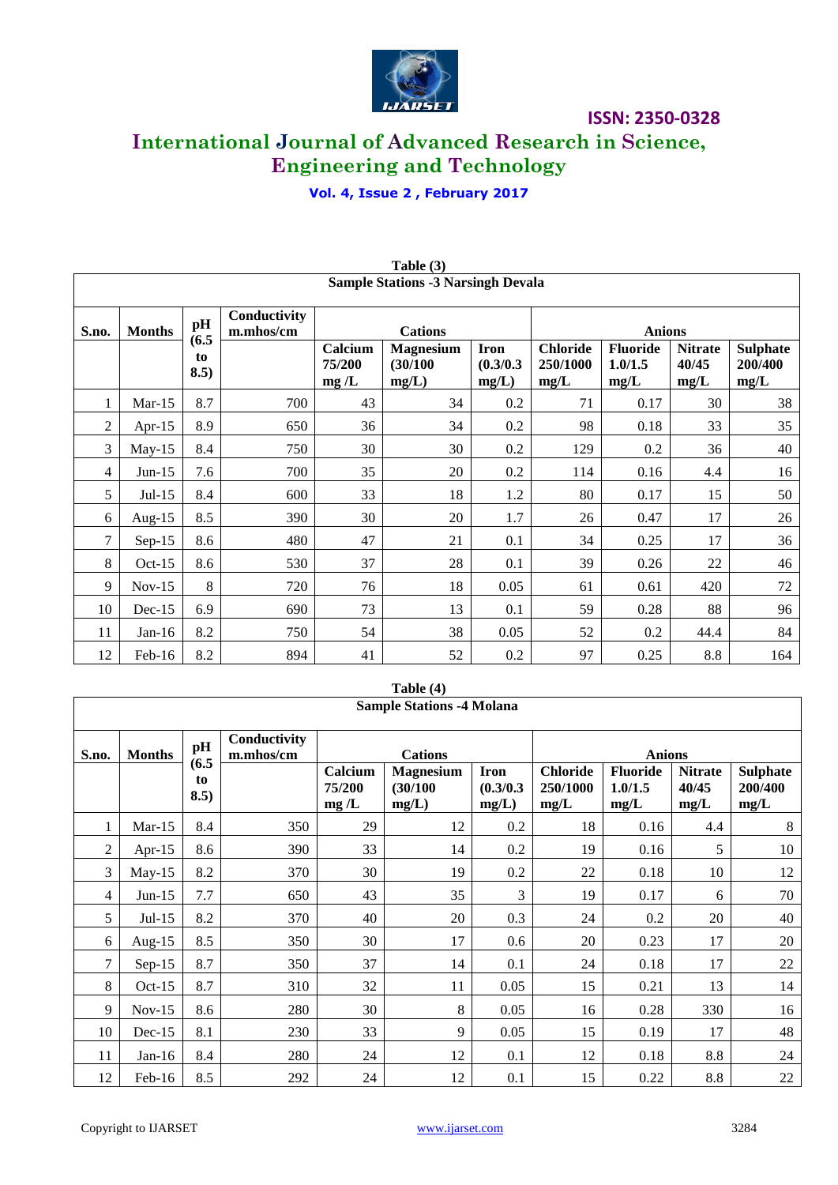**Table (3)**

| Sample Stations -3 Narsingh Devala | | | | | | | | | | | |
|---|---|---|---|---|---|---|---|---|---|---|---|
| S.no. | Months | pH (6.5 to 8.5) | Conductivity m.mhos/cm | Cations | | | Anions | | | | |
| | | | | Calcium 75/200 mg /L | Magnesium (30/100 mg/L) | Iron (0.3/0.3 mg/L) | Chloride 250/1000 mg/L | Fluoride 1.0/1.5 mg/L | Nitrate 40/45 mg/L | Sulphate 200/400 mg/L |
| 1 | Mar-15 | 8.7 | 700 | 43 | 34 | 0.2 | 71 | 0.17 | 30 | 38 |
| 2 | Apr-15 | 8.9 | 650 | 36 | 34 | 0.2 | 98 | 0.18 | 33 | 35 |
| 3 | May-15 | 8.4 | 750 | 30 | 30 | 0.2 | 129 | 0.2 | 36 | 40 |
| 4 | Jun-15 | 7.6 | 700 | 35 | 20 | 0.2 | 114 | 0.16 | 4.4 | 16 |
| 5 | Jul-15 | 8.4 | 600 | 33 | 18 | 1.2 | 80 | 0.17 | 15 | 50 |
| 6 | Aug-15 | 8.5 | 390 | 30 | 20 | 1.7 | 26 | 0.47 | 17 | 26 |
| 7 | Sep-15 | 8.6 | 480 | 47 | 21 | 0.1 | 34 | 0.25 | 17 | 36 |
| 8 | Oct-15 | 8.6 | 530 | 37 | 28 | 0.1 | 39 | 0.26 | 22 | 46 |
| 9 | Nov-15 | 8 | 720 | 76 | 18 | 0.05 | 61 | 0.61 | 420 | 72 |
| 10 | Dec-15 | 6.9 | 690 | 73 | 13 | 0.1 | 59 | 0.28 | 88 | 96 |
| 11 | Jan-16 | 8.2 | 750 | 54 | 38 | 0.05 | 52 | 0.2 | 44.4 | 84 |
| 12 | Feb-16 | 8.2 | 894 | 41 | 52 | 0.2 | 97 | 0.25 | 8.8 | 164 |

**Table (4)**

| Sample Stations -4 Molana | | | | | | | | | | | |
|---|---|---|---|---|---|---|---|---|---|---|---|
| S.no. | Months | pH (6.5 to 8.5) | Conductivity m.mhos/cm | Cations | | | Anions | | | | |
| | | | | Calcium 75/200 mg /L | Magnesium (30/100 mg/L) | Iron (0.3/0.3 mg/L) | Chloride 250/1000 mg/L | Fluoride 1.0/1.5 mg/L | Nitrate 40/45 mg/L | Sulphate 200/400 mg/L |
| 1 | Mar-15 | 8.4 | 350 | 29 | 12 | 0.2 | 18 | 0.16 | 4.4 | 8 |
| 2 | Apr-15 | 8.6 | 390 | 33 | 14 | 0.2 | 19 | 0.16 | 5 | 10 |
| 3 | May-15 | 8.2 | 370 | 30 | 19 | 0.2 | 22 | 0.18 | 10 | 12 |
| 4 | Jun-15 | 7.7 | 650 | 43 | 35 | 3 | 19 | 0.17 | 6 | 70 |
| 5 | Jul-15 | 8.2 | 370 | 40 | 20 | 0.3 | 24 | 0.2 | 20 | 40 |
| 6 | Aug-15 | 8.5 | 350 | 30 | 17 | 0.6 | 20 | 0.23 | 17 | 20 |
| 7 | Sep-15 | 8.7 | 350 | 37 | 14 | 0.1 | 24 | 0.18 | 17 | 22 |
| 8 | Oct-15 | 8.7 | 310 | 32 | 11 | 0.05 | 15 | 0.21 | 13 | 14 |
| 9 | Nov-15 | 8.6 | 280 | 30 | 8 | 0.05 | 16 | 0.28 | 330 | 16 |
| 10 | Dec-15 | 8.1 | 230 | 33 | 9 | 0.05 | 15 | 0.19 | 17 | 48 |
| 11 | Jan-16 | 8.4 | 280 | 24 | 12 | 0.1 | 12 | 0.18 | 8.8 | 24 |
| 12 | Feb-16 | 8.5 | 292 | 24 | 12 | 0.1 | 15 | 0.22 | 8.8 | 22 |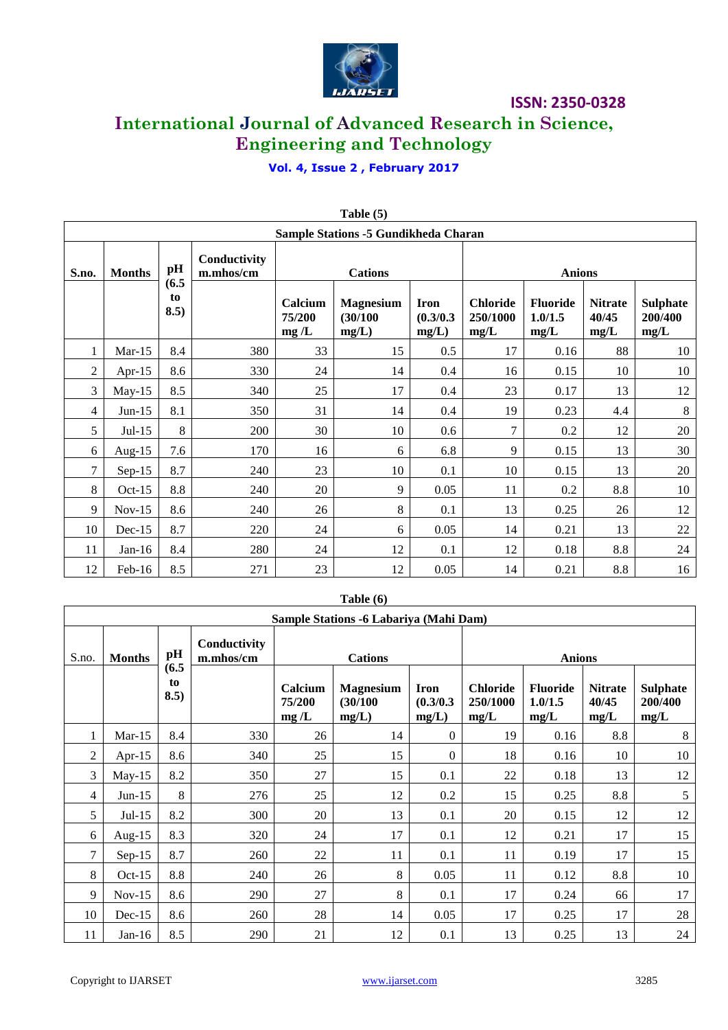**Table (5)**

| Sample Stations -5 Gundikheda Charan | | | | | | | | | | |
|---|---|---|---|---|---|---|---|---|---|---|
| **S.no.** | **Months** | **pH (6.5 to 8.5)** | **Conductivity m.mhos/cm** | **Cations** | | | **Anions** | | | |
| | | | | **Calcium 75/200 mg /L** | **Magnesium (30/100 mg/L)** | **Iron (0.3/0.3 mg/L)** | **Chloride 250/1000 mg/L** | **Fluoride 1.0/1.5 mg/L** | **Nitrate 40/45 mg/L** | **Sulphate 200/400 mg/L** |
| 1 | Mar-15 | 8.4 | 380 | 33 | 15 | 0.5 | 17 | 0.16 | 88 | 10 |
| 2 | Apr-15 | 8.6 | 330 | 24 | 14 | 0.4 | 16 | 0.15 | 10 | 10 |
| 3 | May-15 | 8.5 | 340 | 25 | 17 | 0.4 | 23 | 0.17 | 13 | 12 |
| 4 | Jun-15 | 8.1 | 350 | 31 | 14 | 0.4 | 19 | 0.23 | 4.4 | 8 |
| 5 | Jul-15 | 8 | 200 | 30 | 10 | 0.6 | 7 | 0.2 | 12 | 20 |
| 6 | Aug-15 | 7.6 | 170 | 16 | 6 | 6.8 | 9 | 0.15 | 13 | 30 |
| 7 | Sep-15 | 8.7 | 240 | 23 | 10 | 0.1 | 10 | 0.15 | 13 | 20 |
| 8 | Oct-15 | 8.8 | 240 | 20 | 9 | 0.05 | 11 | 0.2 | 8.8 | 10 |
| 9 | Nov-15 | 8.6 | 240 | 26 | 8 | 0.1 | 13 | 0.25 | 26 | 12 |
| 10 | Dec-15 | 8.7 | 220 | 24 | 6 | 0.05 | 14 | 0.21 | 13 | 22 |
| 11 | Jan-16 | 8.4 | 280 | 24 | 12 | 0.1 | 12 | 0.18 | 8.8 | 24 |
| 12 | Feb-16 | 8.5 | 271 | 23 | 12 | 0.05 | 14 | 0.21 | 8.8 | 16 |

**Table (6)**

| Sample Stations -6 Labariya (Mahi Dam) | | | | | | | | | | |
|---|---|---|---|---|---|---|---|---|---|---|
| S.no. | **Months** | **pH (6.5 to 8.5)** | **Conductivity m.mhos/cm** | **Cations** | | | **Anions** | | | |
| | | | | **Calcium 75/200 mg /L** | **Magnesium (30/100 mg/L)** | **Iron (0.3/0.3 mg/L)** | **Chloride 250/1000 mg/L** | **Fluoride 1.0/1.5 mg/L** | **Nitrate 40/45 mg/L** | **Sulphate 200/400 mg/L** |
| 1 | Mar-15 | 8.4 | 330 | 26 | 14 | 0 | 19 | 0.16 | 8.8 | 8 |
| 2 | Apr-15 | 8.6 | 340 | 25 | 15 | 0 | 18 | 0.16 | 10 | 10 |
| 3 | May-15 | 8.2 | 350 | 27 | 15 | 0.1 | 22 | 0.18 | 13 | 12 |
| 4 | Jun-15 | 8 | 276 | 25 | 12 | 0.2 | 15 | 0.25 | 8.8 | 5 |
| 5 | Jul-15 | 8.2 | 300 | 20 | 13 | 0.1 | 20 | 0.15 | 12 | 12 |
| 6 | Aug-15 | 8.3 | 320 | 24 | 17 | 0.1 | 12 | 0.21 | 17 | 15 |
| 7 | Sep-15 | 8.7 | 260 | 22 | 11 | 0.1 | 11 | 0.19 | 17 | 15 |
| 8 | Oct-15 | 8.8 | 240 | 26 | 8 | 0.05 | 11 | 0.12 | 8.8 | 10 |
| 9 | Nov-15 | 8.6 | 290 | 27 | 8 | 0.1 | 17 | 0.24 | 66 | 17 |
| 10 | Dec-15 | 8.6 | 260 | 28 | 14 | 0.05 | 17 | 0.25 | 17 | 28 |
| 11 | Jan-16 | 8.5 | 290 | 21 | 12 | 0.1 | 13 | 0.25 | 13 | 24 |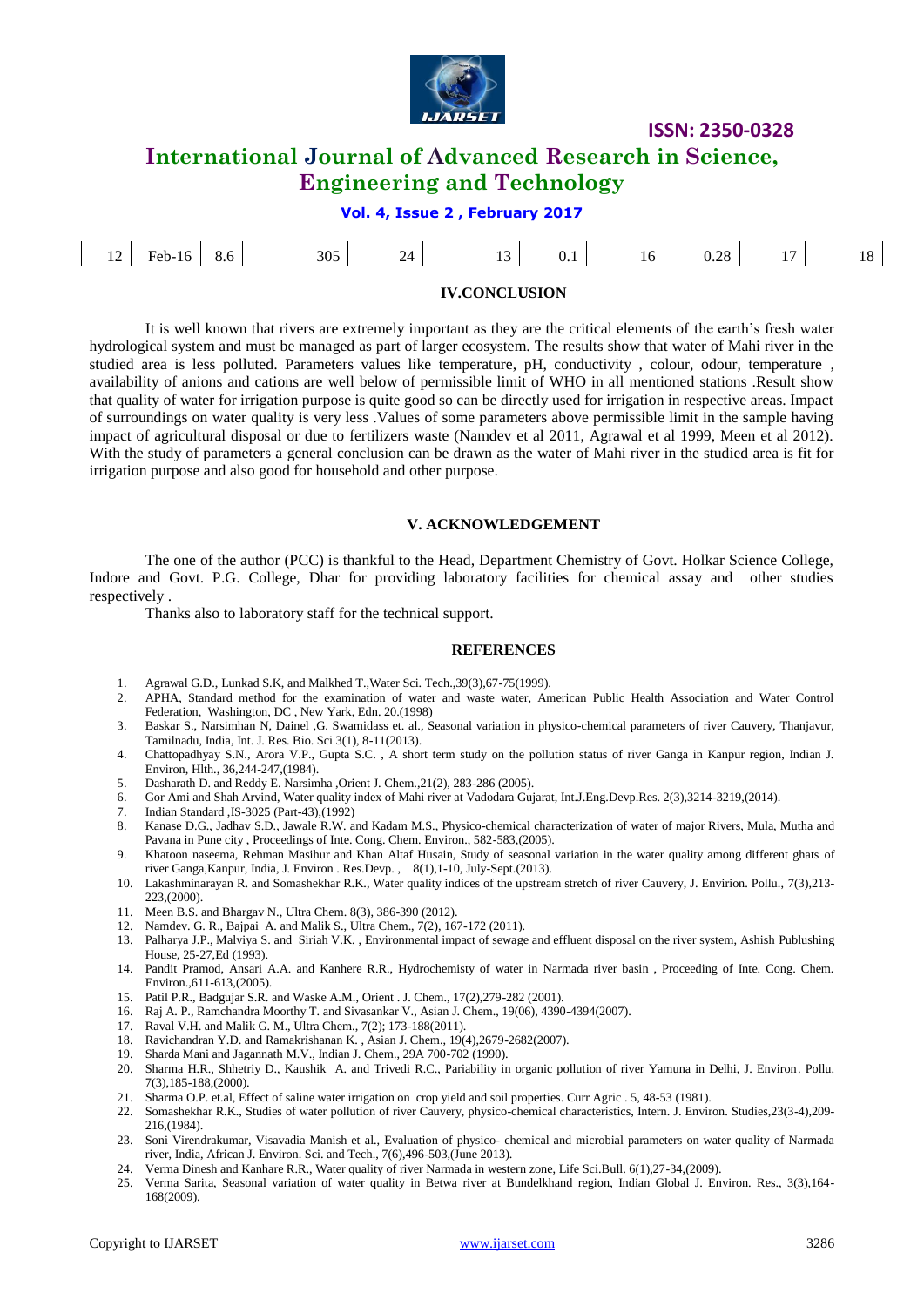| 12 | Feb-16 | 8.6 | 305 | 24 | 13 | 0.1 | 16 | 0.28 | 17 | 18 |
|---|---|---|---|---|---|---|---|---|---|---|

## IV.CONCLUSION

It is well known that rivers are extremely important as they are the critical elements of the earth's fresh water hydrological system and must be managed as part of larger ecosystem. The results show that water of Mahi river in the studied area is less polluted. Parameters values like temperature, pH, conductivity , colour, odour, temperature , availability of anions and cations are well below of permissible limit of WHO in all mentioned stations .Result show that quality of water for irrigation purpose is quite good so can be directly used for irrigation in respective areas. Impact of surroundings on water quality is very less .Values of some parameters above permissible limit in the sample having impact of agricultural disposal or due to fertilizers waste (Namdev et al 2011, Agrawal et al 1999, Meen et al 2012). With the study of parameters a general conclusion can be drawn as the water of Mahi river in the studied area is fit for irrigation purpose and also good for household and other purpose.

## V. ACKNOWLEDGEMENT

The one of the author (PCC) is thankful to the Head, Department Chemistry of Govt. Holkar Science College, Indore and Govt. P.G. College, Dhar for providing laboratory facilities for chemical assay and other studies respectively .

Thanks also to laboratory staff for the technical support.

## REFERENCES

1. Agrawal G.D., Lunkad S.K, and Malkhed T.,Water Sci. Tech.,39(3),67-75(1999).
2. APHA, Standard method for the examination of water and waste water, American Public Health Association and Water Control Federation, Washington, DC , New Yark, Edn. 20.(1998)
3. Baskar S., Narsimhan N, Dainel ,G. Swamidass et. al., Seasonal variation in physico-chemical parameters of river Cauvery, Thanjavur, Tamilnadu, India, Int. J. Res. Bio. Sci 3(1), 8-11(2013).
4. Chattopadhyay S.N., Arora V.P., Gupta S.C. , A short term study on the pollution status of river Ganga in Kanpur region, Indian J. Environ, Hlth., 36,244-247,(1984).
5. Dasharath D. and Reddy E. Narsimha ,Orient J. Chem.,21(2), 283-286 (2005).
6. Gor Ami and Shah Arvind, Water quality index of Mahi river at Vadodara Gujarat, Int.J.Eng.Devp.Res. 2(3),3214-3219,(2014).
7. Indian Standard ,IS-3025 (Part-43),(1992)
8. Kanase D.G., Jadhav S.D., Jawale R.W. and Kadam M.S., Physico-chemical characterization of water of major Rivers, Mula, Mutha and Pavana in Pune city , Proceedings of Inte. Cong. Chem. Environ., 582-583,(2005).
9. Khatoon naseema, Rehman Masihur and Khan Altaf Husain, Study of seasonal variation in the water quality among different ghats of river Ganga,Kanpur, India, J. Environ . Res.Devp. , 8(1),1-10, July-Sept.(2013).
10. Lakashminarayan R. and Somashekhar R.K., Water quality indices of the upstream stretch of river Cauvery, J. Envirion. Pollu., 7(3),213-223,(2000).
11. Meen B.S. and Bhargav N., Ultra Chem. 8(3), 386-390 (2012).
12. Namdev. G. R., Bajpai A. and Malik S., Ultra Chem., 7(2), 167-172 (2011).
13. Palharya J.P., Malviya S. and Siriah V.K. , Environmental impact of sewage and effluent disposal on the river system, Ashish Publushing House, 25-27,Ed (1993).
14. Pandit Pramod, Ansari A.A. and Kanhere R.R., Hydrochemisty of water in Narmada river basin , Proceeding of Inte. Cong. Chem. Environ.,611-613,(2005).
15. Patil P.R., Badgujar S.R. and Waske A.M., Orient . J. Chem., 17(2),279-282 (2001).
16. Raj A. P., Ramchandra Moorthy T. and Sivasankar V., Asian J. Chem., 19(06), 4390-4394(2007).
17. Raval V.H. and Malik G. M., Ultra Chem., 7(2); 173-188(2011).
18. Ravichandran Y.D. and Ramakrishanan K. , Asian J. Chem., 19(4),2679-2682(2007).
19. Sharda Mani and Jagannath M.V., Indian J. Chem., 29A 700-702 (1990).
20. Sharma H.R., Shhetriy D., Kaushik A. and Trivedi R.C., Pariability in organic pollution of river Yamuna in Delhi, J. Environ. Pollu. 7(3),185-188,(2000).
21. Sharma O.P. et.al, Effect of saline water irrigation on crop yield and soil properties. Curr Agric . 5, 48-53 (1981).
22. Somashekhar R.K., Studies of water pollution of river Cauvery, physico-chemical characteristics, Intern. J. Environ. Studies,23(3-4),209-216,(1984).
23. Soni Virendrakumar, Visavadia Manish et al., Evaluation of physico- chemical and microbial parameters on water quality of Narmada river, India, African J. Environ. Sci. and Tech., 7(6),496-503,(June 2013).
24. Verma Dinesh and Kanhare R.R., Water quality of river Narmada in western zone, Life Sci.Bull. 6(1),27-34,(2009).
25. Verma Sarita, Seasonal variation of water quality in Betwa river at Bundelkhand region, Indian Global J. Environ. Res., 3(3),164-168(2009).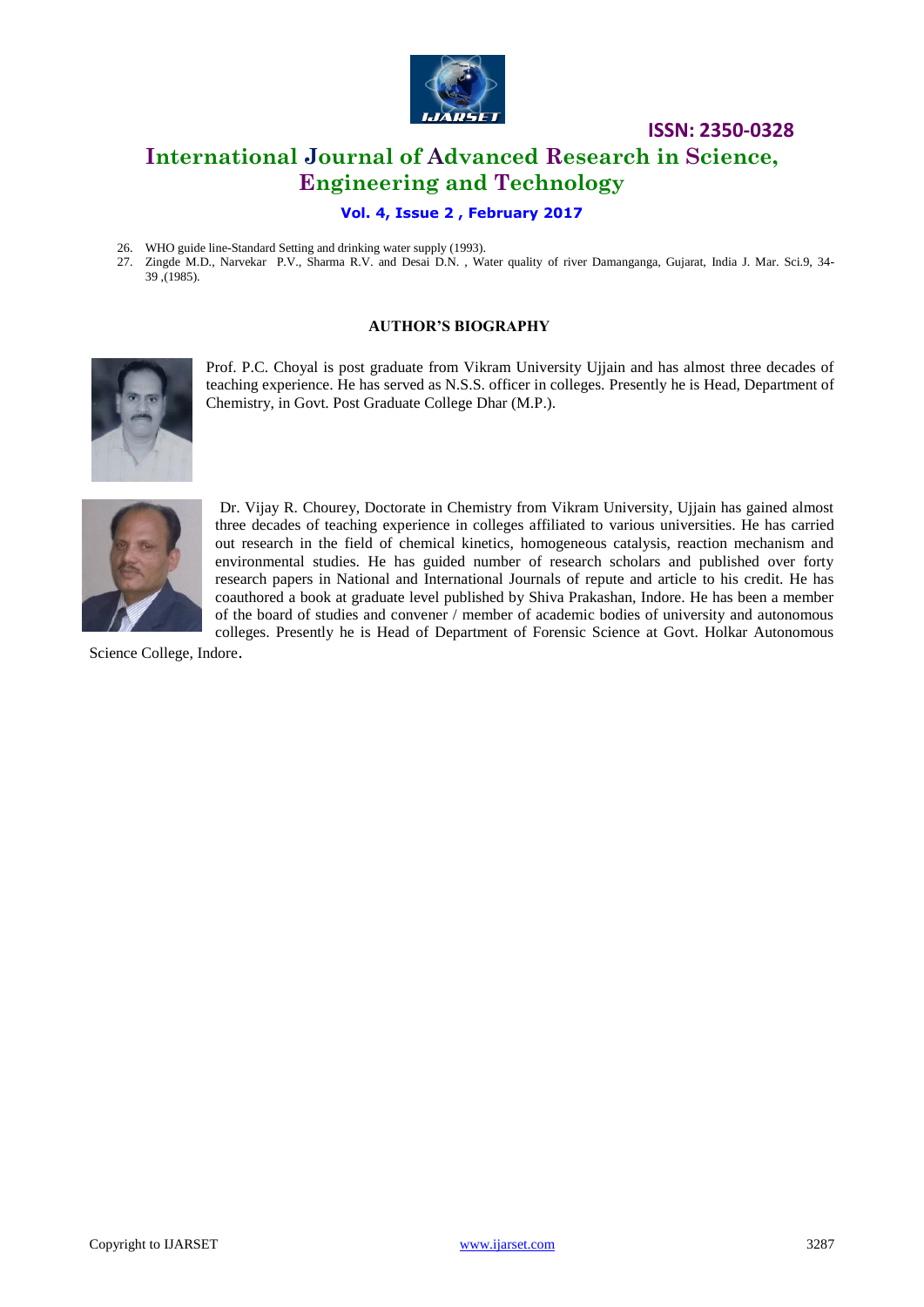26. WHO guide line-Standard Setting and drinking water supply (1993).
27. Zingde M.D., Narvekar P.V., Sharma R.V. and Desai D.N. , Water quality of river Damanganga, Gujarat, India J. Mar. Sci.9, 34-39 ,(1985).

## AUTHOR'S BIOGRAPHY

Prof. P.C. Choyal is post graduate from Vikram University Ujjain and has almost three decades of teaching experience. He has served as N.S.S. officer in colleges. Presently he is Head, Department of Chemistry, in Govt. Post Graduate College Dhar (M.P.).

Dr. Vijay R. Chourey, Doctorate in Chemistry from Vikram University, Ujjain has gained almost three decades of teaching experience in colleges affiliated to various universities. He has carried out research in the field of chemical kinetics, homogeneous catalysis, reaction mechanism and environmental studies. He has guided number of research scholars and published over forty research papers in National and International Journals of repute and article to his credit. He has coauthored a book at graduate level published by Shiva Prakashan, Indore. He has been a member of the board of studies and convener / member of academic bodies of university and autonomous colleges. Presently he is Head of Department of Forensic Science at Govt. Holkar Autonomous Science College, Indore.